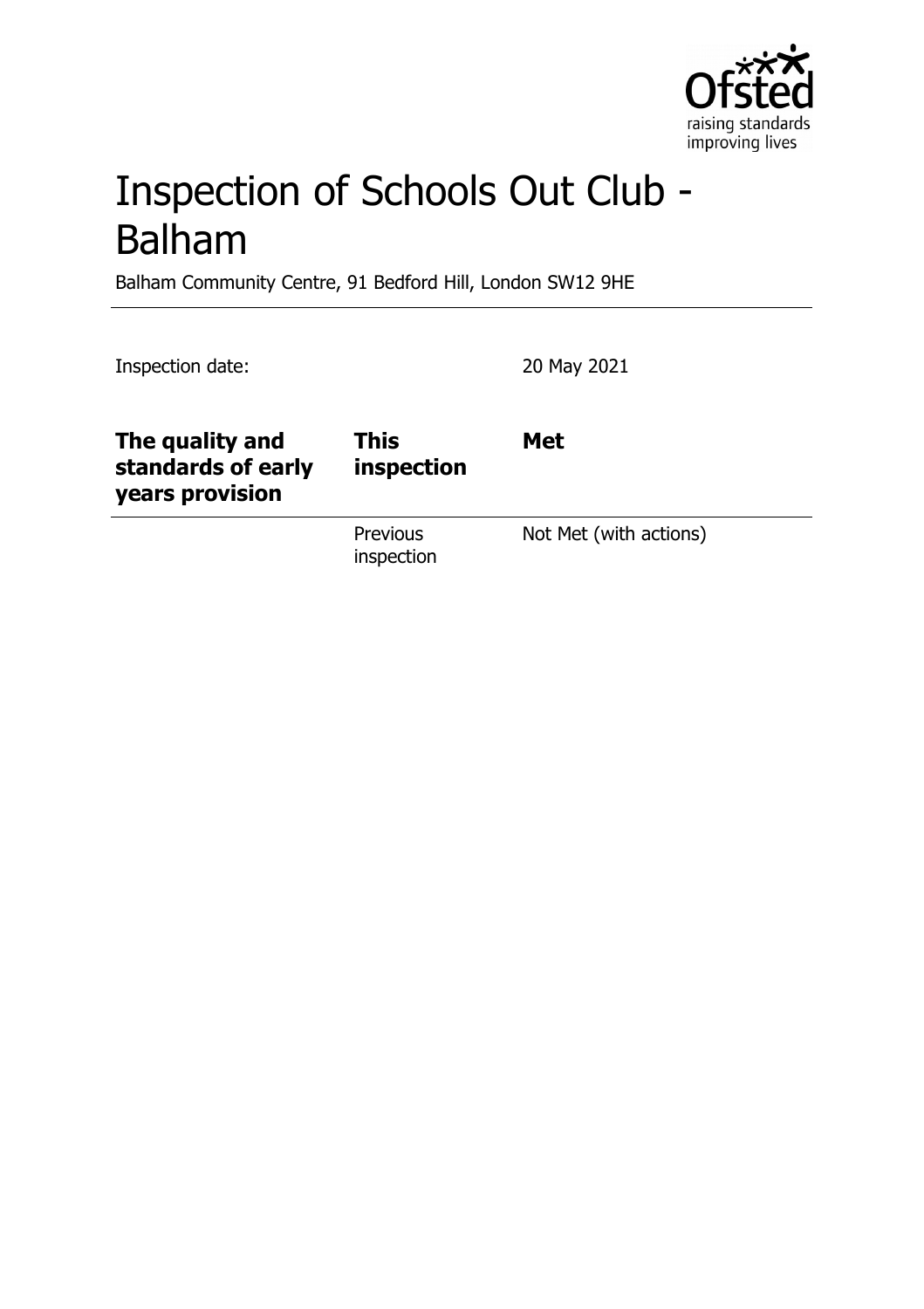# Inspection of Schools Out Club - Balham

Balham Community Centre, 91 Bedford Hill, London SW12 9HE

Inspection date: 20 May 2021

| The quality and standards of early years provision | This inspection | Met |
| --- | --- | --- |
| | Previous inspection | Not Met (with actions) |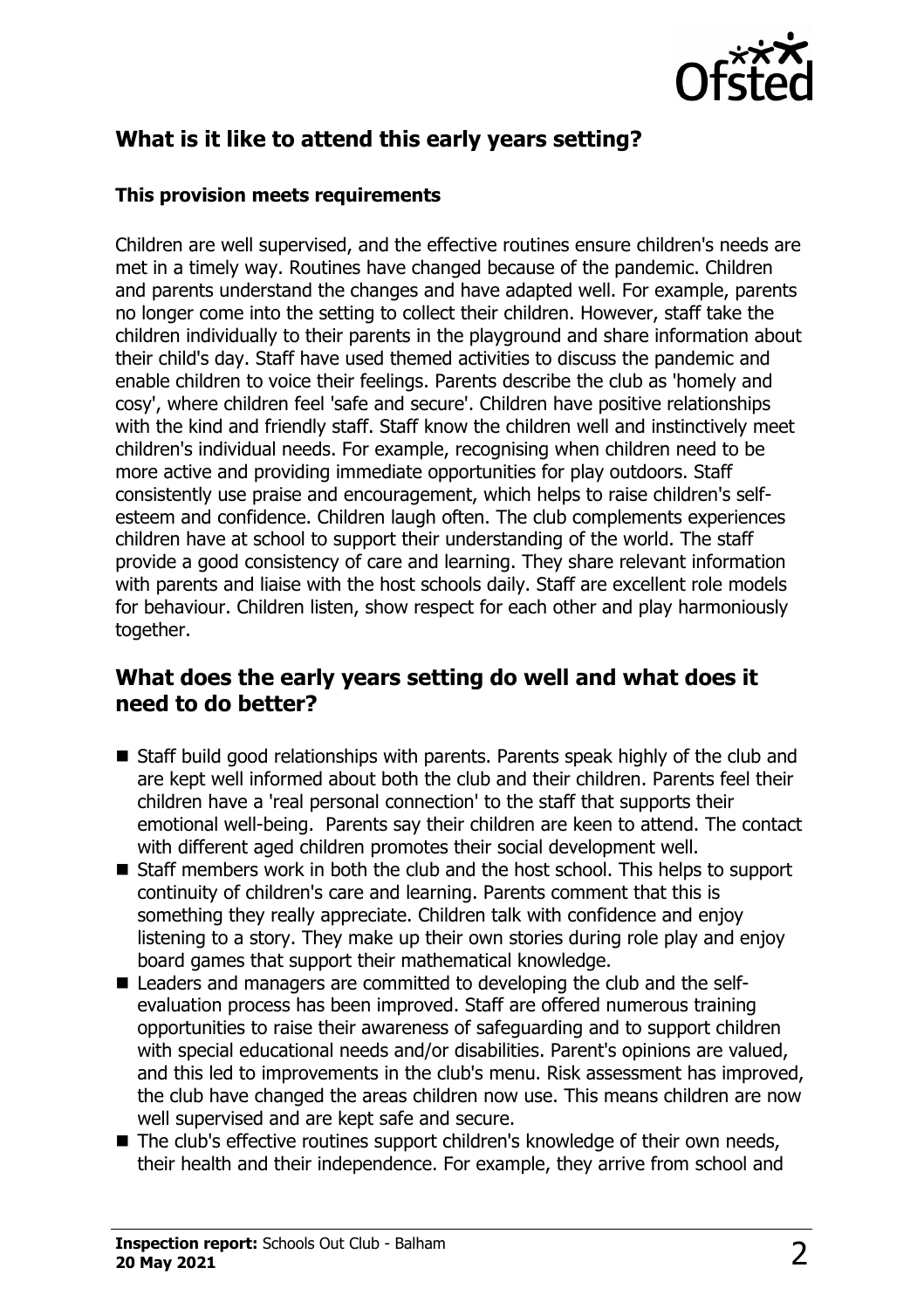## What is it like to attend this early years setting?

### This provision meets requirements

Children are well supervised, and the effective routines ensure children's needs are met in a timely way. Routines have changed because of the pandemic. Children and parents understand the changes and have adapted well. For example, parents no longer come into the setting to collect their children. However, staff take the children individually to their parents in the playground and share information about their child's day. Staff have used themed activities to discuss the pandemic and enable children to voice their feelings. Parents describe the club as 'homely and cosy', where children feel 'safe and secure'. Children have positive relationships with the kind and friendly staff. Staff know the children well and instinctively meet children's individual needs. For example, recognising when children need to be more active and providing immediate opportunities for play outdoors. Staff consistently use praise and encouragement, which helps to raise children's self-esteem and confidence. Children laugh often. The club complements experiences children have at school to support their understanding of the world. The staff provide a good consistency of care and learning. They share relevant information with parents and liaise with the host schools daily. Staff are excellent role models for behaviour. Children listen, show respect for each other and play harmoniously together.

## What does the early years setting do well and what does it need to do better?

- Staff build good relationships with parents. Parents speak highly of the club and are kept well informed about both the club and their children. Parents feel their children have a 'real personal connection' to the staff that supports their emotional well-being. Parents say their children are keen to attend. The contact with different aged children promotes their social development well.
- Staff members work in both the club and the host school. This helps to support continuity of children's care and learning. Parents comment that this is something they really appreciate. Children talk with confidence and enjoy listening to a story. They make up their own stories during role play and enjoy board games that support their mathematical knowledge.
- Leaders and managers are committed to developing the club and the self-evaluation process has been improved. Staff are offered numerous training opportunities to raise their awareness of safeguarding and to support children with special educational needs and/or disabilities. Parent's opinions are valued, and this led to improvements in the club's menu. Risk assessment has improved, the club have changed the areas children now use. This means children are now well supervised and are kept safe and secure.
- The club's effective routines support children's knowledge of their own needs, their health and their independence. For example, they arrive from school and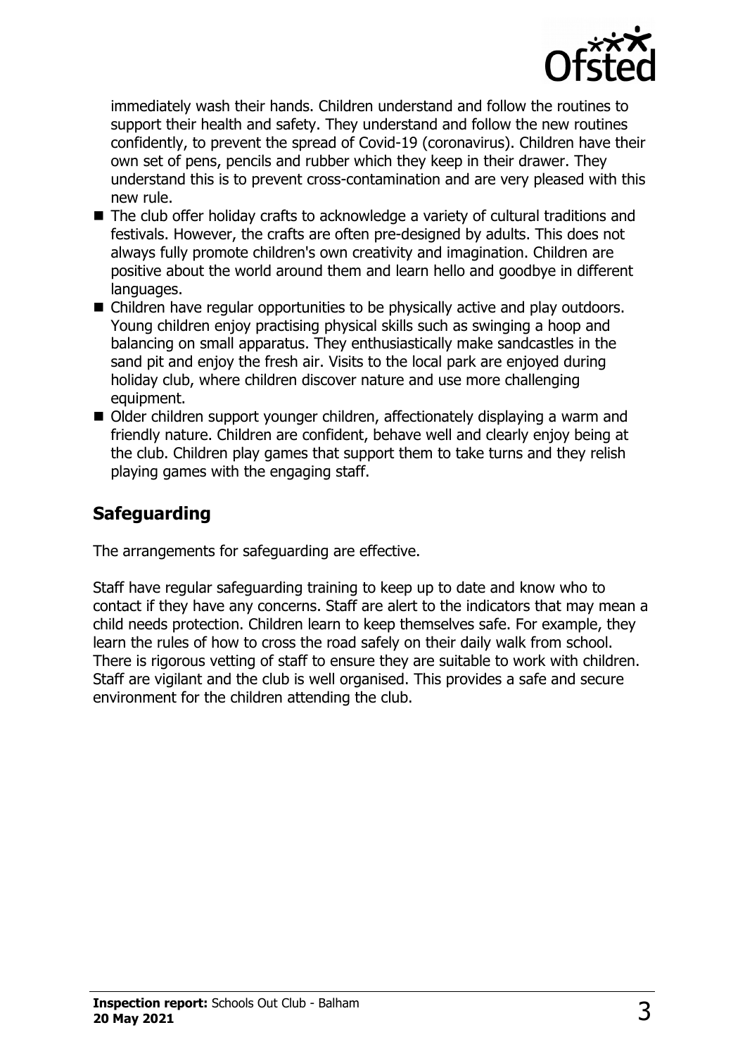immediately wash their hands. Children understand and follow the routines to support their health and safety. They understand and follow the new routines confidently, to prevent the spread of Covid-19 (coronavirus). Children have their own set of pens, pencils and rubber which they keep in their drawer. They understand this is to prevent cross-contamination and are very pleased with this new rule.

- The club offer holiday crafts to acknowledge a variety of cultural traditions and festivals. However, the crafts are often pre-designed by adults. This does not always fully promote children's own creativity and imagination. Children are positive about the world around them and learn hello and goodbye in different languages.
- Children have regular opportunities to be physically active and play outdoors. Young children enjoy practising physical skills such as swinging a hoop and balancing on small apparatus. They enthusiastically make sandcastles in the sand pit and enjoy the fresh air. Visits to the local park are enjoyed during holiday club, where children discover nature and use more challenging equipment.
- Older children support younger children, affectionately displaying a warm and friendly nature. Children are confident, behave well and clearly enjoy being at the club. Children play games that support them to take turns and they relish playing games with the engaging staff.

## Safeguarding

The arrangements for safeguarding are effective.

Staff have regular safeguarding training to keep up to date and know who to contact if they have any concerns. Staff are alert to the indicators that may mean a child needs protection. Children learn to keep themselves safe. For example, they learn the rules of how to cross the road safely on their daily walk from school. There is rigorous vetting of staff to ensure they are suitable to work with children. Staff are vigilant and the club is well organised. This provides a safe and secure environment for the children attending the club.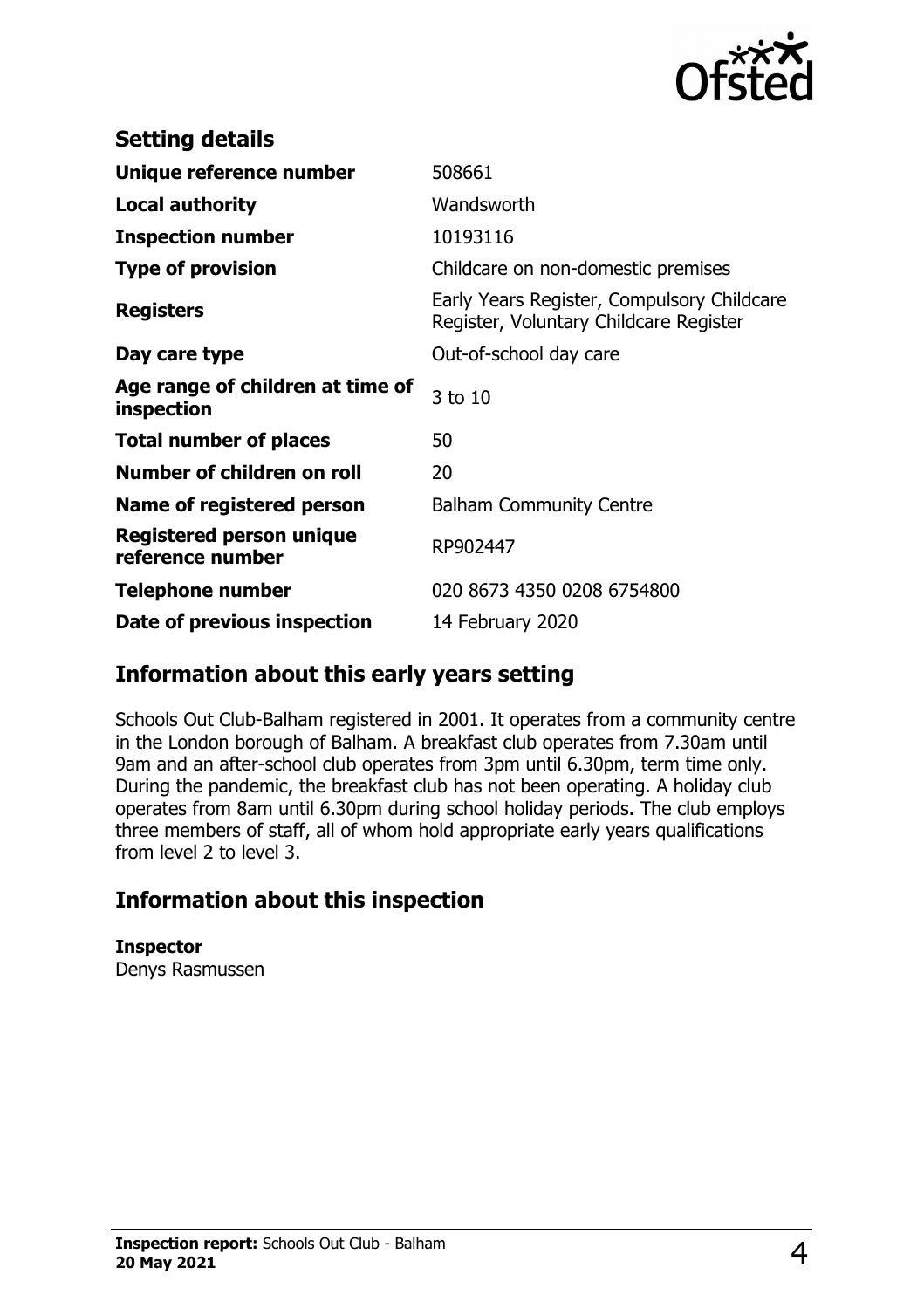## Setting details

| | |
|---|---|
| **Unique reference number** | 508661 |
| **Local authority** | Wandsworth |
| **Inspection number** | 10193116 |
| **Type of provision** | Childcare on non-domestic premises |
| **Registers** | Early Years Register, Compulsory Childcare Register, Voluntary Childcare Register |
| **Day care type** | Out-of-school day care |
| **Age range of children at time of inspection** | 3 to 10 |
| **Total number of places** | 50 |
| **Number of children on roll** | 20 |
| **Name of registered person** | Balham Community Centre |
| **Registered person unique reference number** | RP902447 |
| **Telephone number** | 020 8673 4350 0208 6754800 |
| **Date of previous inspection** | 14 February 2020 |

## Information about this early years setting

Schools Out Club-Balham registered in 2001. It operates from a community centre in the London borough of Balham. A breakfast club operates from 7.30am until 9am and an after-school club operates from 3pm until 6.30pm, term time only. During the pandemic, the breakfast club has not been operating. A holiday club operates from 8am until 6.30pm during school holiday periods. The club employs three members of staff, all of whom hold appropriate early years qualifications from level 2 to level 3.

## Information about this inspection

**Inspector**
Denys Rasmussen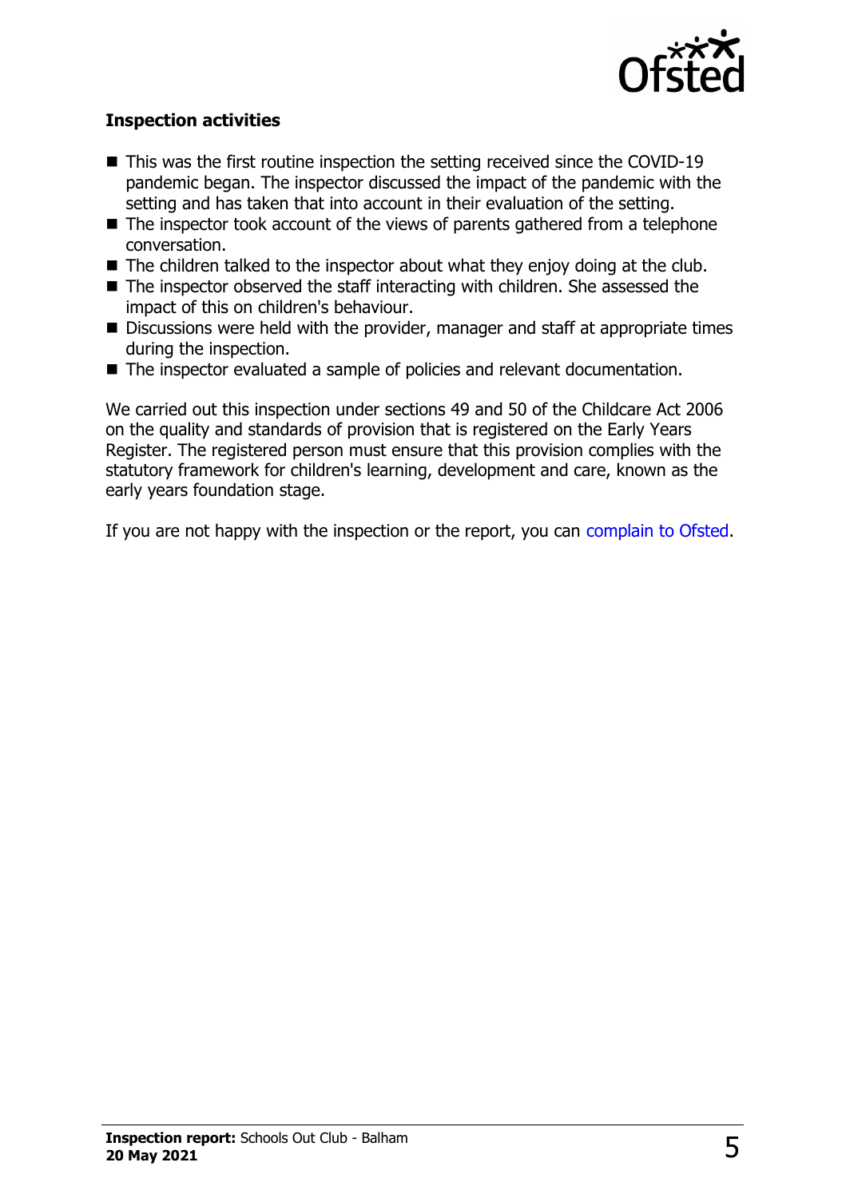### Inspection activities

- This was the first routine inspection the setting received since the COVID-19 pandemic began. The inspector discussed the impact of the pandemic with the setting and has taken that into account in their evaluation of the setting.
- The inspector took account of the views of parents gathered from a telephone conversation.
- The children talked to the inspector about what they enjoy doing at the club.
- The inspector observed the staff interacting with children. She assessed the impact of this on children's behaviour.
- Discussions were held with the provider, manager and staff at appropriate times during the inspection.
- The inspector evaluated a sample of policies and relevant documentation.

We carried out this inspection under sections 49 and 50 of the Childcare Act 2006 on the quality and standards of provision that is registered on the Early Years Register. The registered person must ensure that this provision complies with the statutory framework for children's learning, development and care, known as the early years foundation stage.

If you are not happy with the inspection or the report, you can complain to Ofsted.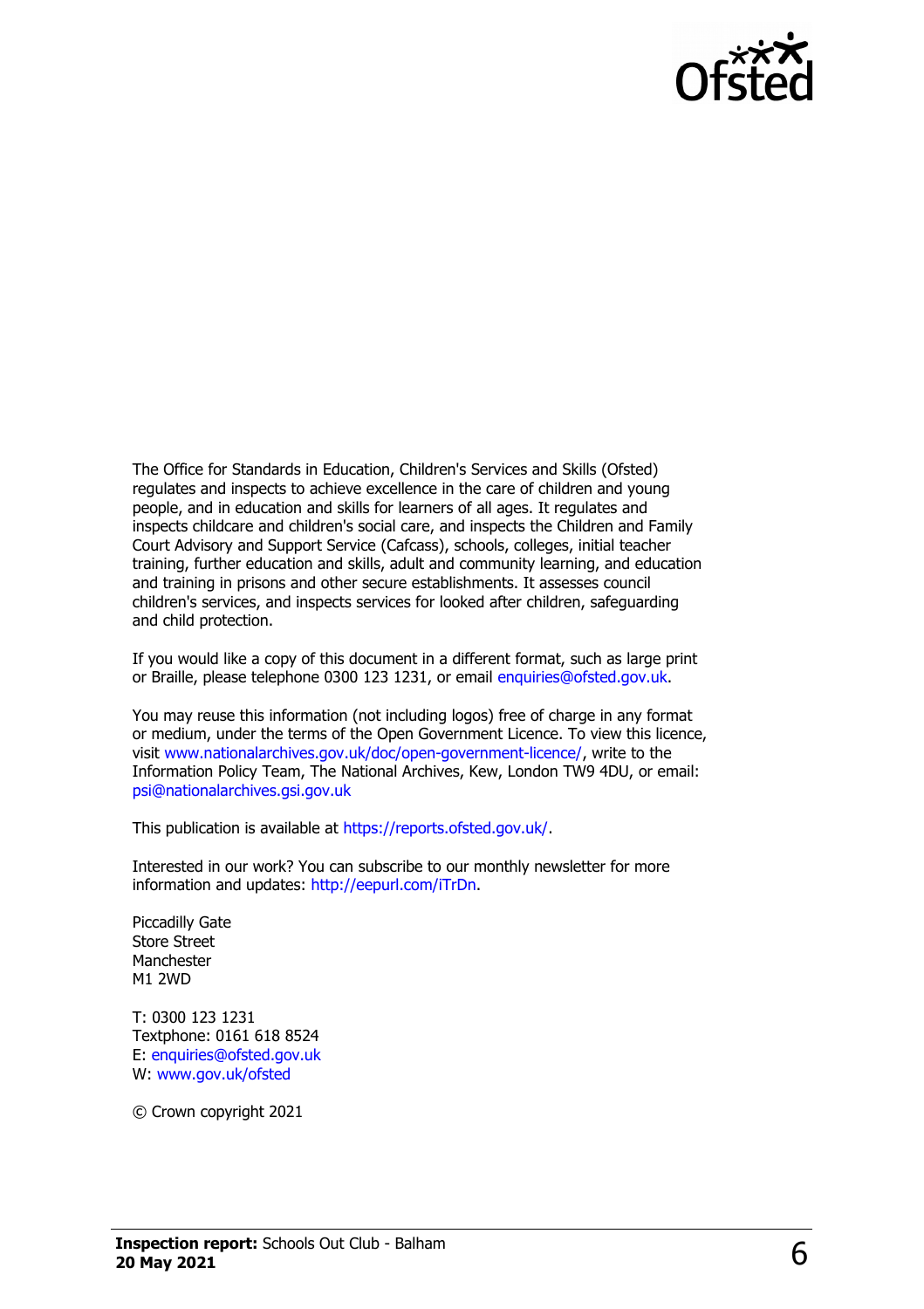The Office for Standards in Education, Children's Services and Skills (Ofsted) regulates and inspects to achieve excellence in the care of children and young people, and in education and skills for learners of all ages. It regulates and inspects childcare and children's social care, and inspects the Children and Family Court Advisory and Support Service (Cafcass), schools, colleges, initial teacher training, further education and skills, adult and community learning, and education and training in prisons and other secure establishments. It assesses council children's services, and inspects services for looked after children, safeguarding and child protection.

If you would like a copy of this document in a different format, such as large print or Braille, please telephone 0300 123 1231, or email enquiries@ofsted.gov.uk.

You may reuse this information (not including logos) free of charge in any format or medium, under the terms of the Open Government Licence. To view this licence, visit www.nationalarchives.gov.uk/doc/open-government-licence/, write to the Information Policy Team, The National Archives, Kew, London TW9 4DU, or email: psi@nationalarchives.gsi.gov.uk

This publication is available at https://reports.ofsted.gov.uk/.

Interested in our work? You can subscribe to our monthly newsletter for more information and updates: http://eepurl.com/iTrDn.

Piccadilly Gate
Store Street
Manchester
M1 2WD

T: 0300 123 1231
Textphone: 0161 618 8524
E: enquiries@ofsted.gov.uk
W: www.gov.uk/ofsted

© Crown copyright 2021